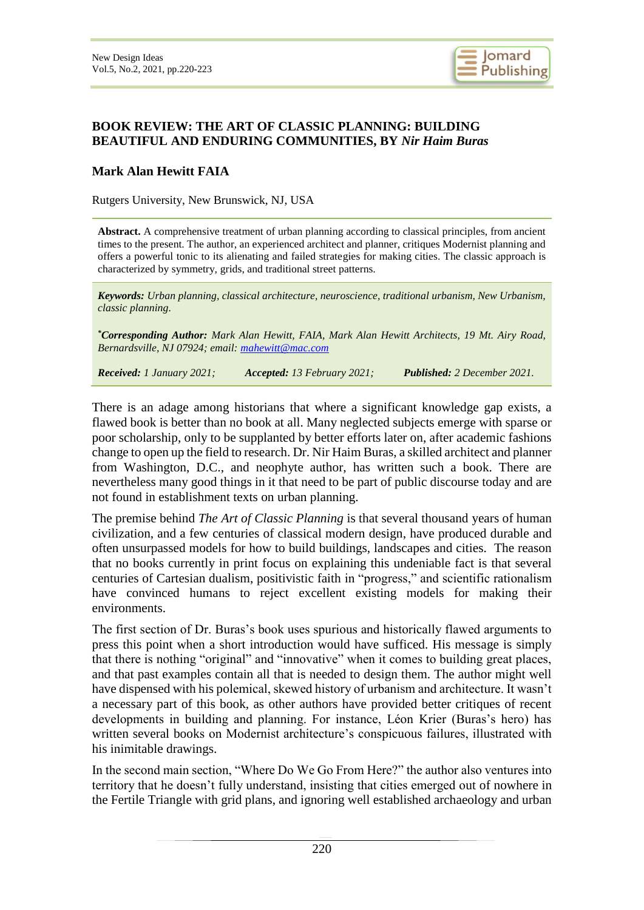# BOOK REVIEW: THE ART OF CLASSIC PLANNING: BUILDING BEAUTIFUL AND ENDURING COMMUNITIES, BY *Nir Haim Buras*

**Mark Alan Hewitt FAIA**

Rutgers University, New Brunswick, NJ, USA

**Abstract.** A comprehensive treatment of urban planning according to classical principles, from ancient times to the present. The author, an experienced architect and planner, critiques Modernist planning and offers a powerful tonic to its alienating and failed strategies for making cities. The classic approach is characterized by symmetry, grids, and traditional street patterns.

***Keywords:*** *Urban planning, classical architecture, neuroscience, traditional urbanism, New Urbanism, classic planning.*

***Corresponding Author:*** *Mark Alan Hewitt, FAIA, Mark Alan Hewitt Architects, 19 Mt. Airy Road, Bernardsville, NJ 07924; email: mahewitt@mac.com*

***Received:*** *1 January 2021;* ***Accepted:*** *13 February 2021;* ***Published:*** *2 December 2021.*

There is an adage among historians that where a significant knowledge gap exists, a flawed book is better than no book at all. Many neglected subjects emerge with sparse or poor scholarship, only to be supplanted by better efforts later on, after academic fashions change to open up the field to research. Dr. Nir Haim Buras, a skilled architect and planner from Washington, D.C., and neophyte author, has written such a book. There are nevertheless many good things in it that need to be part of public discourse today and are not found in establishment texts on urban planning.

The premise behind *The Art of Classic Planning* is that several thousand years of human civilization, and a few centuries of classical modern design, have produced durable and often unsurpassed models for how to build buildings, landscapes and cities. The reason that no books currently in print focus on explaining this undeniable fact is that several centuries of Cartesian dualism, positivistic faith in "progress," and scientific rationalism have convinced humans to reject excellent existing models for making their environments.

The first section of Dr. Buras's book uses spurious and historically flawed arguments to press this point when a short introduction would have sufficed. His message is simply that there is nothing "original" and "innovative" when it comes to building great places, and that past examples contain all that is needed to design them. The author might well have dispensed with his polemical, skewed history of urbanism and architecture. It wasn't a necessary part of this book, as other authors have provided better critiques of recent developments in building and planning. For instance, Léon Krier (Buras's hero) has written several books on Modernist architecture's conspicuous failures, illustrated with his inimitable drawings.

In the second main section, "Where Do We Go From Here?" the author also ventures into territory that he doesn't fully understand, insisting that cities emerged out of nowhere in the Fertile Triangle with grid plans, and ignoring well established archaeology and urban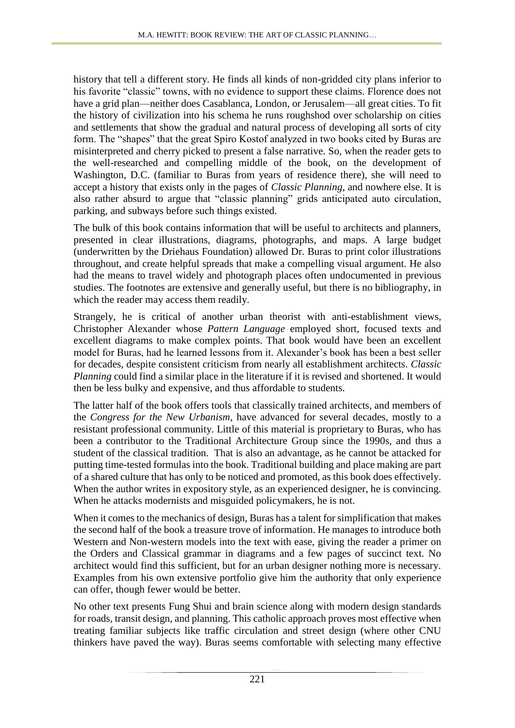history that tell a different story. He finds all kinds of non-gridded city plans inferior to his favorite "classic" towns, with no evidence to support these claims. Florence does not have a grid plan—neither does Casablanca, London, or Jerusalem—all great cities. To fit the history of civilization into his schema he runs roughshod over scholarship on cities and settlements that show the gradual and natural process of developing all sorts of city form. The "shapes" that the great Spiro Kostof analyzed in two books cited by Buras are misinterpreted and cherry picked to present a false narrative. So, when the reader gets to the well-researched and compelling middle of the book, on the development of Washington, D.C. (familiar to Buras from years of residence there), she will need to accept a history that exists only in the pages of *Classic Planning*, and nowhere else. It is also rather absurd to argue that "classic planning" grids anticipated auto circulation, parking, and subways before such things existed.

The bulk of this book contains information that will be useful to architects and planners, presented in clear illustrations, diagrams, photographs, and maps. A large budget (underwritten by the Driehaus Foundation) allowed Dr. Buras to print color illustrations throughout, and create helpful spreads that make a compelling visual argument. He also had the means to travel widely and photograph places often undocumented in previous studies. The footnotes are extensive and generally useful, but there is no bibliography, in which the reader may access them readily.

Strangely, he is critical of another urban theorist with anti-establishment views, Christopher Alexander whose *Pattern Language* employed short, focused texts and excellent diagrams to make complex points. That book would have been an excellent model for Buras, had he learned lessons from it. Alexander's book has been a best seller for decades, despite consistent criticism from nearly all establishment architects. *Classic Planning* could find a similar place in the literature if it is revised and shortened. It would then be less bulky and expensive, and thus affordable to students.

The latter half of the book offers tools that classically trained architects, and members of the *Congress for the New Urbanism*, have advanced for several decades, mostly to a resistant professional community. Little of this material is proprietary to Buras, who has been a contributor to the Traditional Architecture Group since the 1990s, and thus a student of the classical tradition. That is also an advantage, as he cannot be attacked for putting time-tested formulas into the book. Traditional building and place making are part of a shared culture that has only to be noticed and promoted, as this book does effectively. When the author writes in expository style, as an experienced designer, he is convincing. When he attacks modernists and misguided policymakers, he is not.

When it comes to the mechanics of design, Buras has a talent for simplification that makes the second half of the book a treasure trove of information. He manages to introduce both Western and Non-western models into the text with ease, giving the reader a primer on the Orders and Classical grammar in diagrams and a few pages of succinct text. No architect would find this sufficient, but for an urban designer nothing more is necessary. Examples from his own extensive portfolio give him the authority that only experience can offer, though fewer would be better.

No other text presents Fung Shui and brain science along with modern design standards for roads, transit design, and planning. This catholic approach proves most effective when treating familiar subjects like traffic circulation and street design (where other CNU thinkers have paved the way). Buras seems comfortable with selecting many effective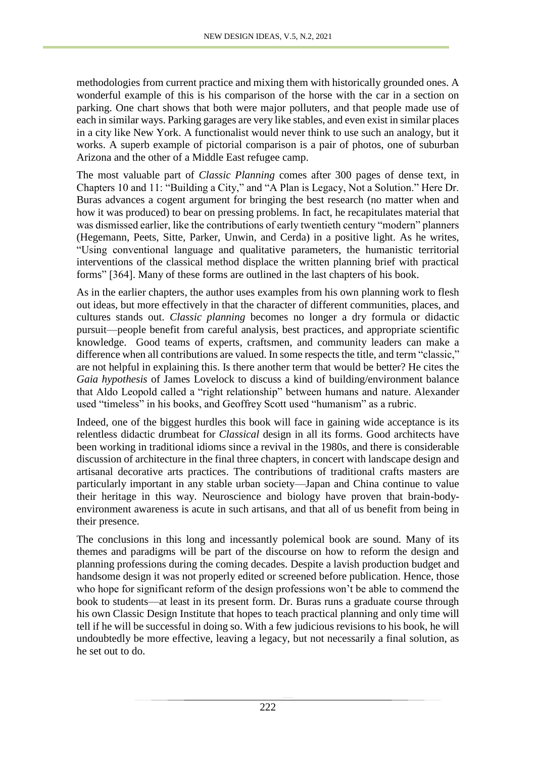methodologies from current practice and mixing them with historically grounded ones. A wonderful example of this is his comparison of the horse with the car in a section on parking. One chart shows that both were major polluters, and that people made use of each in similar ways. Parking garages are very like stables, and even exist in similar places in a city like New York. A functionalist would never think to use such an analogy, but it works. A superb example of pictorial comparison is a pair of photos, one of suburban Arizona and the other of a Middle East refugee camp.

The most valuable part of *Classic Planning* comes after 300 pages of dense text, in Chapters 10 and 11: "Building a City," and "A Plan is Legacy, Not a Solution." Here Dr. Buras advances a cogent argument for bringing the best research (no matter when and how it was produced) to bear on pressing problems. In fact, he recapitulates material that was dismissed earlier, like the contributions of early twentieth century "modern" planners (Hegemann, Peets, Sitte, Parker, Unwin, and Cerda) in a positive light. As he writes, "Using conventional language and qualitative parameters, the humanistic territorial interventions of the classical method displace the written planning brief with practical forms" [364]. Many of these forms are outlined in the last chapters of his book.

As in the earlier chapters, the author uses examples from his own planning work to flesh out ideas, but more effectively in that the character of different communities, places, and cultures stands out. *Classic planning* becomes no longer a dry formula or didactic pursuit—people benefit from careful analysis, best practices, and appropriate scientific knowledge. Good teams of experts, craftsmen, and community leaders can make a difference when all contributions are valued. In some respects the title, and term "classic," are not helpful in explaining this. Is there another term that would be better? He cites the *Gaia hypothesis* of James Lovelock to discuss a kind of building/environment balance that Aldo Leopold called a "right relationship" between humans and nature. Alexander used "timeless" in his books, and Geoffrey Scott used "humanism" as a rubric.

Indeed, one of the biggest hurdles this book will face in gaining wide acceptance is its relentless didactic drumbeat for *Classical* design in all its forms. Good architects have been working in traditional idioms since a revival in the 1980s, and there is considerable discussion of architecture in the final three chapters, in concert with landscape design and artisanal decorative arts practices. The contributions of traditional crafts masters are particularly important in any stable urban society—Japan and China continue to value their heritage in this way. Neuroscience and biology have proven that brain-body-environment awareness is acute in such artisans, and that all of us benefit from being in their presence.

The conclusions in this long and incessantly polemical book are sound. Many of its themes and paradigms will be part of the discourse on how to reform the design and planning professions during the coming decades. Despite a lavish production budget and handsome design it was not properly edited or screened before publication. Hence, those who hope for significant reform of the design professions won't be able to commend the book to students—at least in its present form. Dr. Buras runs a graduate course through his own Classic Design Institute that hopes to teach practical planning and only time will tell if he will be successful in doing so. With a few judicious revisions to his book, he will undoubtedly be more effective, leaving a legacy, but not necessarily a final solution, as he set out to do.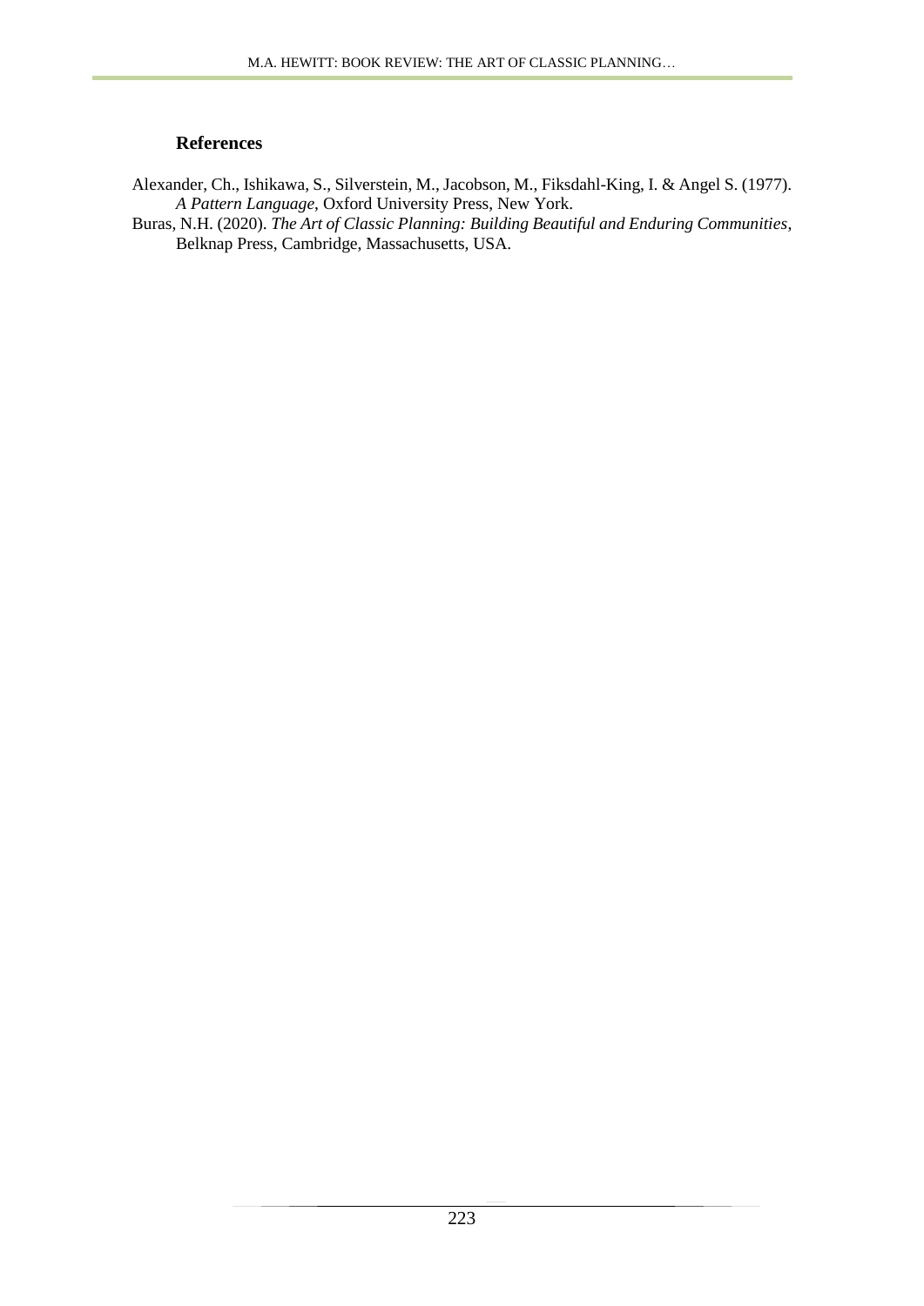## References

Alexander, Ch., Ishikawa, S., Silverstein, M., Jacobson, M., Fiksdahl-King, I. & Angel S. (1977). *A Pattern Language*, Oxford University Press, New York.

Buras, N.H. (2020). *The Art of Classic Planning: Building Beautiful and Enduring Communities*, Belknap Press, Cambridge, Massachusetts, USA.